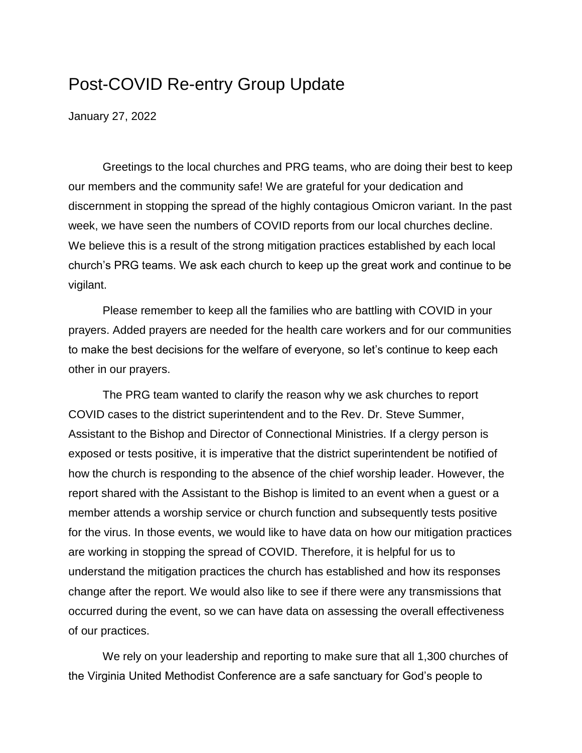# Post-COVID Re-entry Group Update

January 27, 2022

Greetings to the local churches and PRG teams, who are doing their best to keep our members and the community safe! We are grateful for your dedication and discernment in stopping the spread of the highly contagious Omicron variant. In the past week, we have seen the numbers of COVID reports from our local churches decline. We believe this is a result of the strong mitigation practices established by each local church's PRG teams. We ask each church to keep up the great work and continue to be vigilant.

Please remember to keep all the families who are battling with COVID in your prayers. Added prayers are needed for the health care workers and for our communities to make the best decisions for the welfare of everyone, so let's continue to keep each other in our prayers.

The PRG team wanted to clarify the reason why we ask churches to report COVID cases to the district superintendent and to the Rev. Dr. Steve Summer, Assistant to the Bishop and Director of Connectional Ministries. If a clergy person is exposed or tests positive, it is imperative that the district superintendent be notified of how the church is responding to the absence of the chief worship leader. However, the report shared with the Assistant to the Bishop is limited to an event when a guest or a member attends a worship service or church function and subsequently tests positive for the virus. In those events, we would like to have data on how our mitigation practices are working in stopping the spread of COVID. Therefore, it is helpful for us to understand the mitigation practices the church has established and how its responses change after the report. We would also like to see if there were any transmissions that occurred during the event, so we can have data on assessing the overall effectiveness of our practices.

We rely on your leadership and reporting to make sure that all 1,300 churches of the Virginia United Methodist Conference are a safe sanctuary for God's people to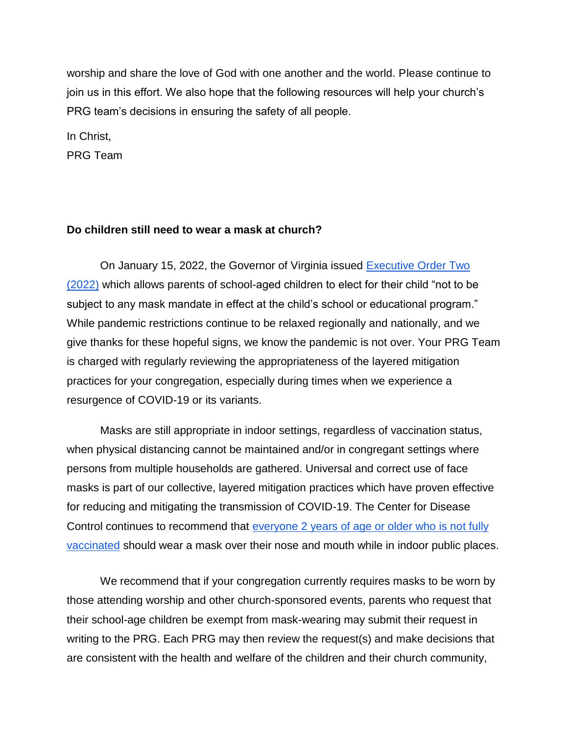worship and share the love of God with one another and the world. Please continue to join us in this effort. We also hope that the following resources will help your church's PRG team's decisions in ensuring the safety of all people.

In Christ,
PRG Team

**Do children still need to wear a mask at church?**

On January 15, 2022, the Governor of Virginia issued [Executive Order Two (2022)]() which allows parents of school-aged children to elect for their child "not to be subject to any mask mandate in effect at the child's school or educational program." While pandemic restrictions continue to be relaxed regionally and nationally, and we give thanks for these hopeful signs, we know the pandemic is not over. Your PRG Team is charged with regularly reviewing the appropriateness of the layered mitigation practices for your congregation, especially during times when we experience a resurgence of COVID-19 or its variants.

Masks are still appropriate in indoor settings, regardless of vaccination status, when physical distancing cannot be maintained and/or in congregant settings where persons from multiple households are gathered. Universal and correct use of face masks is part of our collective, layered mitigation practices which have proven effective for reducing and mitigating the transmission of COVID-19. The Center for Disease Control continues to recommend that [everyone 2 years of age or older who is not fully vaccinated]() should wear a mask over their nose and mouth while in indoor public places.

We recommend that if your congregation currently requires masks to be worn by those attending worship and other church-sponsored events, parents who request that their school-age children be exempt from mask-wearing may submit their request in writing to the PRG. Each PRG may then review the request(s) and make decisions that are consistent with the health and welfare of the children and their church community,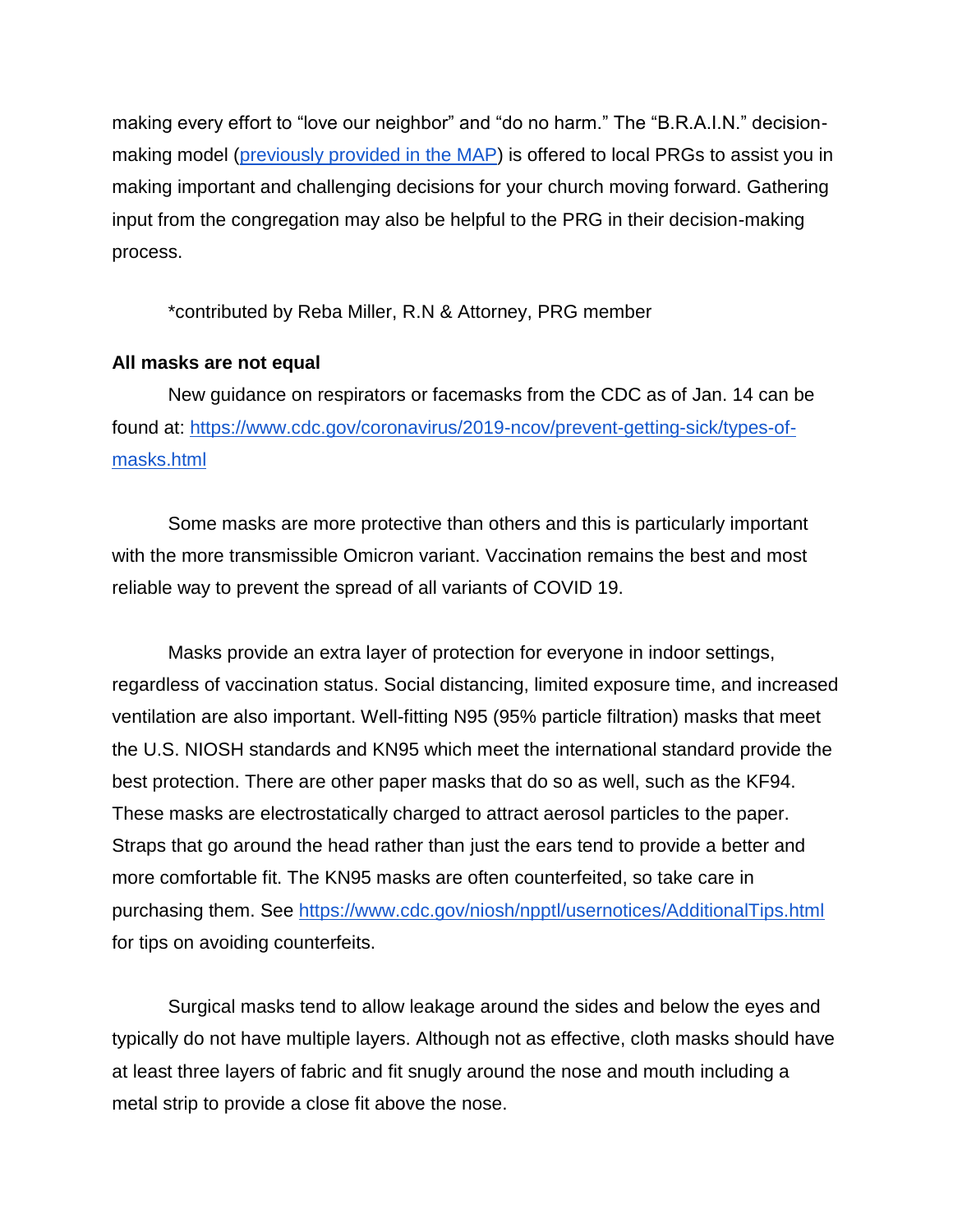making every effort to "love our neighbor" and "do no harm." The "B.R.A.I.N." decision-making model ([previously provided in the MAP]()) is offered to local PRGs to assist you in making important and challenging decisions for your church moving forward. Gathering input from the congregation may also be helpful to the PRG in their decision-making process.

*contributed by Reba Miller, R.N & Attorney, PRG member

**All masks are not equal**

New guidance on respirators or facemasks from the CDC as of Jan. 14 can be found at: [https://www.cdc.gov/coronavirus/2019-ncov/prevent-getting-sick/types-of-masks.html](https://www.cdc.gov/coronavirus/2019-ncov/prevent-getting-sick/types-of-masks.html)

Some masks are more protective than others and this is particularly important with the more transmissible Omicron variant. Vaccination remains the best and most reliable way to prevent the spread of all variants of COVID 19.

Masks provide an extra layer of protection for everyone in indoor settings, regardless of vaccination status. Social distancing, limited exposure time, and increased ventilation are also important. Well-fitting N95 (95% particle filtration) masks that meet the U.S. NIOSH standards and KN95 which meet the international standard provide the best protection. There are other paper masks that do so as well, such as the KF94. These masks are electrostatically charged to attract aerosol particles to the paper. Straps that go around the head rather than just the ears tend to provide a better and more comfortable fit. The KN95 masks are often counterfeited, so take care in purchasing them. See [https://www.cdc.gov/niosh/npptl/usernotices/AdditionalTips.html](https://www.cdc.gov/niosh/npptl/usernotices/AdditionalTips.html) for tips on avoiding counterfeits.

Surgical masks tend to allow leakage around the sides and below the eyes and typically do not have multiple layers. Although not as effective, cloth masks should have at least three layers of fabric and fit snugly around the nose and mouth including a metal strip to provide a close fit above the nose.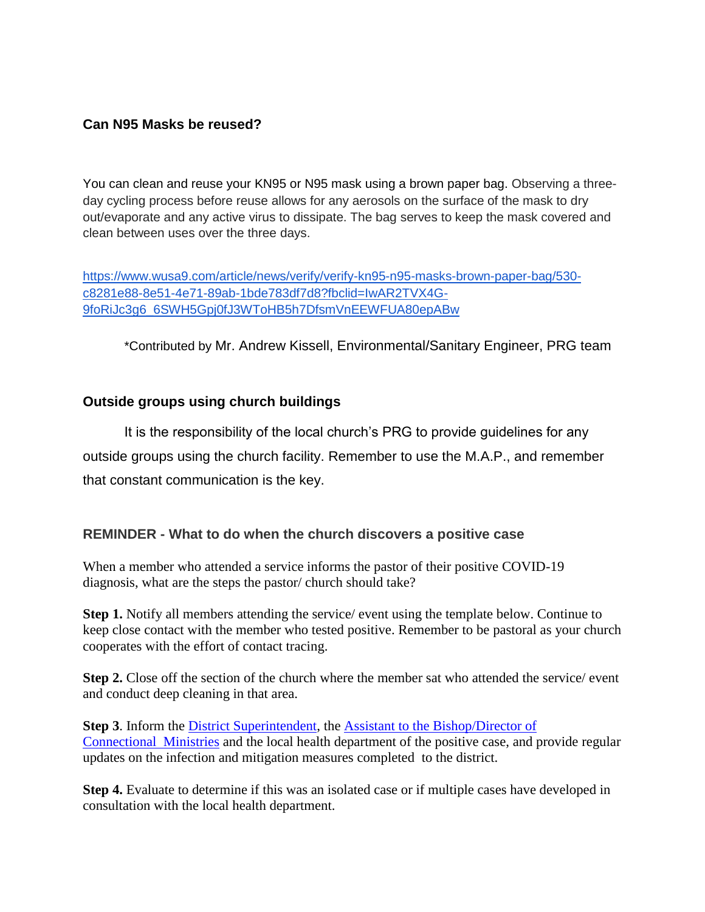**Can N95 Masks be reused?**

You can clean and reuse your KN95 or N95 mask using a brown paper bag. Observing a three-day cycling process before reuse allows for any aerosols on the surface of the mask to dry out/evaporate and any active virus to dissipate. The bag serves to keep the mask covered and clean between uses over the three days.

[https://www.wusa9.com/article/news/verify/verify-kn95-n95-masks-brown-paper-bag/530-c8281e88-8e51-4e71-89ab-1bde783df7d8?fbclid=IwAR2TVX4G-9foRiJc3g6_6SWH5Gpj0fJ3WToHB5h7DfsmVnEEWFUA80epABw](https://www.wusa9.com/article/news/verify/verify-kn95-n95-masks-brown-paper-bag/530-c8281e88-8e51-4e71-89ab-1bde783df7d8?fbclid=IwAR2TVX4G-9foRiJc3g6_6SWH5Gpj0fJ3WToHB5h7DfsmVnEEWFUA80epABw)

*Contributed by Mr. Andrew Kissell, Environmental/Sanitary Engineer, PRG team

**Outside groups using church buildings**

It is the responsibility of the local church's PRG to provide guidelines for any outside groups using the church facility. Remember to use the M.A.P., and remember that constant communication is the key.

**REMINDER - What to do when the church discovers a positive case**

When a member who attended a service informs the pastor of their positive COVID-19 diagnosis, what are the steps the pastor/ church should take?

**Step 1.** Notify all members attending the service/ event using the template below. Continue to keep close contact with the member who tested positive. Remember to be pastoral as your church cooperates with the effort of contact tracing.

**Step 2.** Close off the section of the church where the member sat who attended the service/ event and conduct deep cleaning in that area.

**Step 3**. Inform the District Superintendent, the Assistant to the Bishop/Director of Connectional Ministries and the local health department of the positive case, and provide regular updates on the infection and mitigation measures completed to the district.

**Step 4.** Evaluate to determine if this was an isolated case or if multiple cases have developed in consultation with the local health department.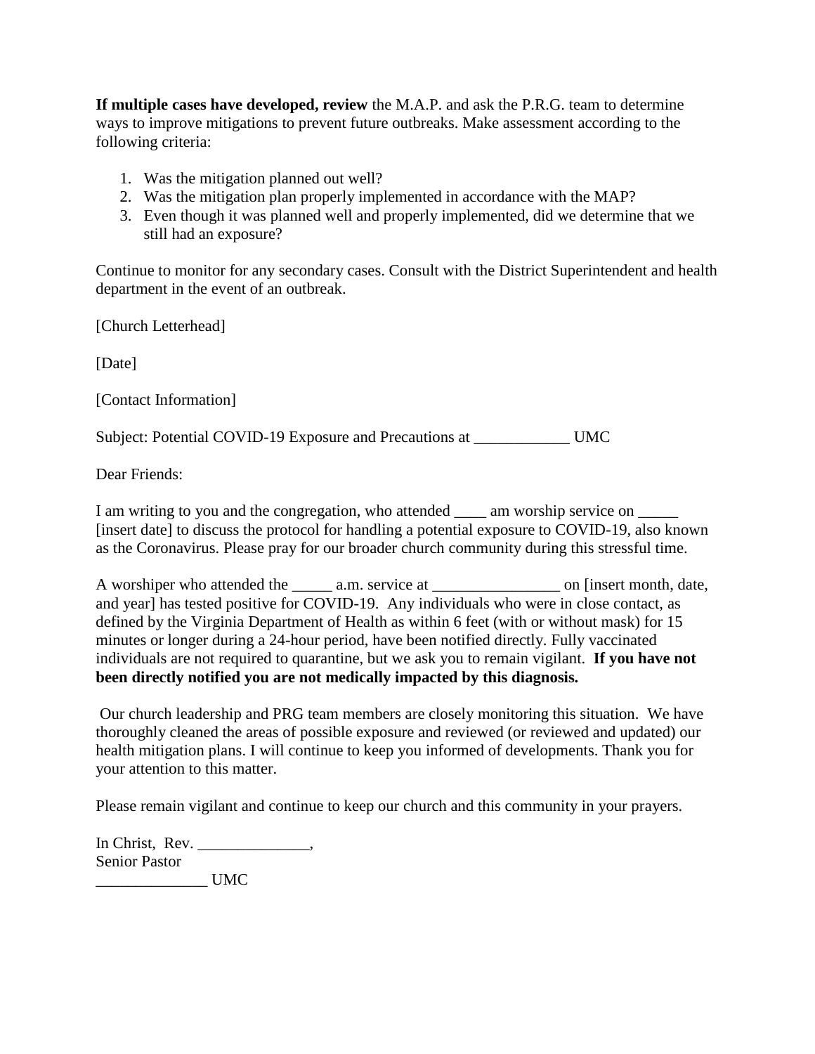**If multiple cases have developed, review** the M.A.P. and ask the P.R.G. team to determine ways to improve mitigations to prevent future outbreaks. Make assessment according to the following criteria:

1. Was the mitigation planned out well?
2. Was the mitigation plan properly implemented in accordance with the MAP?
3. Even though it was planned well and properly implemented, did we determine that we still had an exposure?

Continue to monitor for any secondary cases. Consult with the District Superintendent and health department in the event of an outbreak.

[Church Letterhead]

[Date]

[Contact Information]

Subject: Potential COVID-19 Exposure and Precautions at ____________ UMC

Dear Friends:

I am writing to you and the congregation, who attended ____ am worship service on _____ [insert date] to discuss the protocol for handling a potential exposure to COVID-19, also known as the Coronavirus. Please pray for our broader church community during this stressful time.

A worshiper who attended the _____ a.m. service at ________________ on [insert month, date, and year] has tested positive for COVID-19. Any individuals who were in close contact, as defined by the Virginia Department of Health as within 6 feet (with or without mask) for 15 minutes or longer during a 24-hour period, have been notified directly. Fully vaccinated individuals are not required to quarantine, but we ask you to remain vigilant. **If you have not been directly notified you are not medically impacted by this diagnosis.**

Our church leadership and PRG team members are closely monitoring this situation. We have thoroughly cleaned the areas of possible exposure and reviewed (or reviewed and updated) our health mitigation plans. I will continue to keep you informed of developments. Thank you for your attention to this matter.

Please remain vigilant and continue to keep our church and this community in your prayers.

In Christ, Rev. ______________,
Senior Pastor
______________ UMC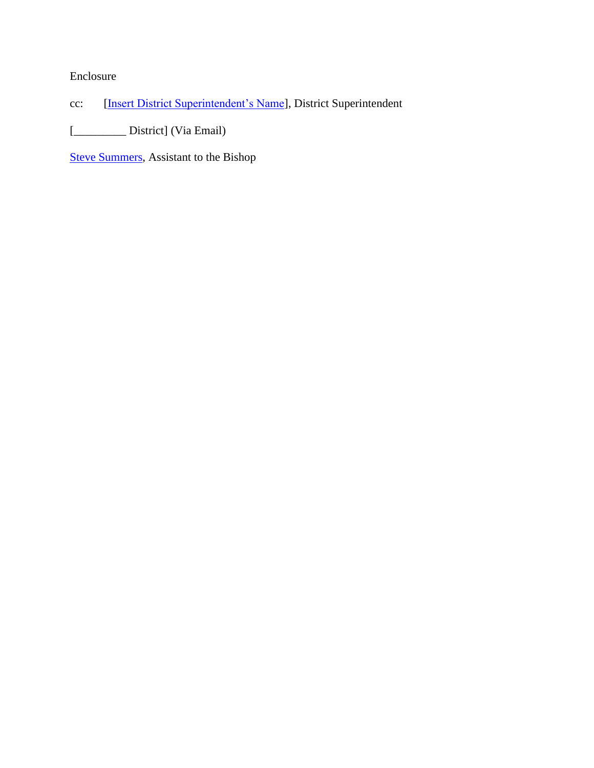Enclosure

cc: [Insert District Superintendent's Name], District Superintendent

[_________ District] (Via Email)

Steve Summers, Assistant to the Bishop